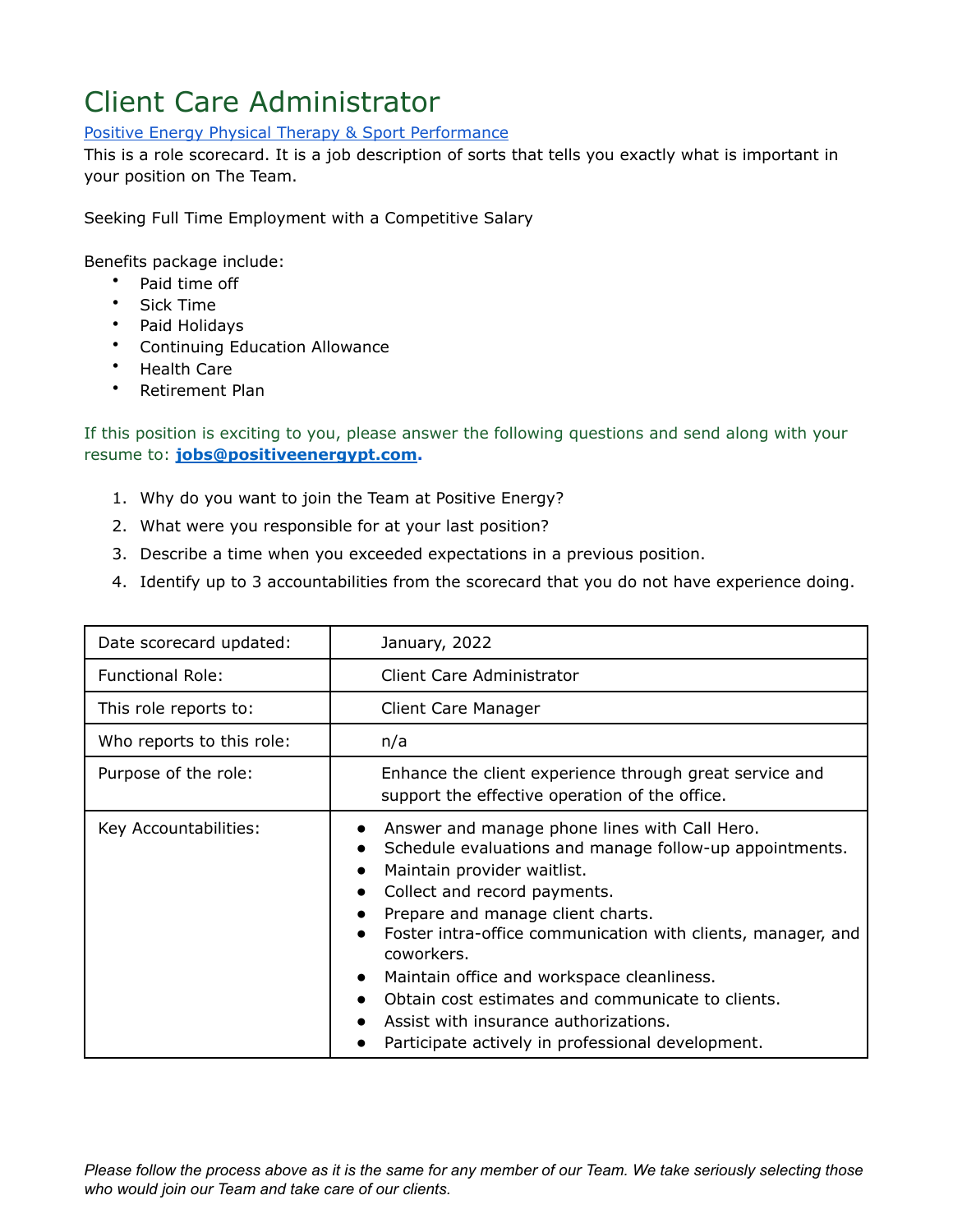# Client Care Administrator

[Positive Energy Physical Therapy & Sport Performance]

This is a role scorecard. It is a job description of sorts that tells you exactly what is important in your position on The Team.

Seeking Full Time Employment with a Competitive Salary

Benefits package include:

- Paid time off
- Sick Time
- Paid Holidays
- Continuing Education Allowance
- Health Care
- Retirement Plan

If this position is exciting to you, please answer the following questions and send along with your resume to: **jobs@positiveenergypt.com**.

1. Why do you want to join the Team at Positive Energy?
2. What were you responsible for at your last position?
3. Describe a time when you exceeded expectations in a previous position.
4. Identify up to 3 accountabilities from the scorecard that you do not have experience doing.

| | |
|---|---|
| Date scorecard updated: | January, 2022 |
| Functional Role: | Client Care Administrator |
| This role reports to: | Client Care Manager |
| Who reports to this role: | n/a |
| Purpose of the role: | Enhance the client experience through great service and support the effective operation of the office. |
| Key Accountabilities: | • Answer and manage phone lines with Call Hero.<br>• Schedule evaluations and manage follow-up appointments.<br>• Maintain provider waitlist.<br>• Collect and record payments.<br>• Prepare and manage client charts.<br>• Foster intra-office communication with clients, manager, and coworkers.<br>• Maintain office and workspace cleanliness.<br>• Obtain cost estimates and communicate to clients.<br>• Assist with insurance authorizations.<br>• Participate actively in professional development. |

*Please follow the process above as it is the same for any member of our Team. We take seriously selecting those who would join our Team and take care of our clients.*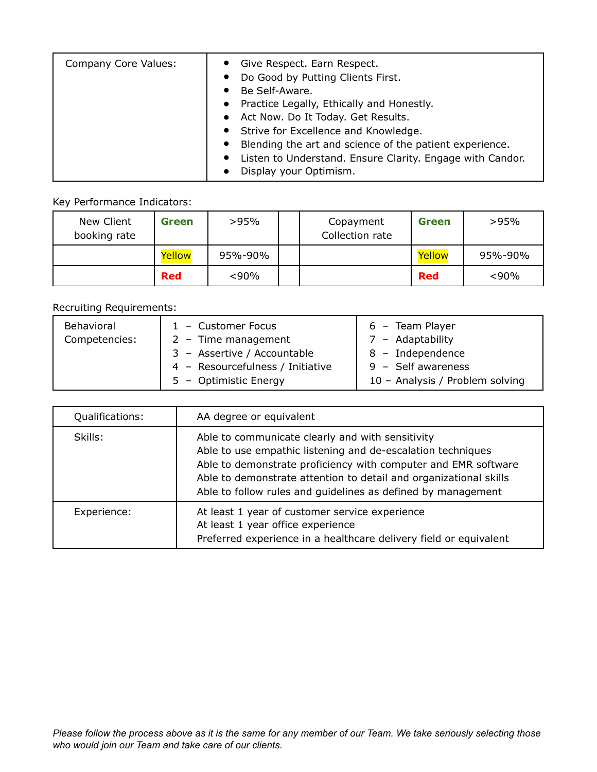| | |
|---|---|
| Company Core Values: | • Give Respect. Earn Respect.<br>• Do Good by Putting Clients First.<br>• Be Self-Aware.<br>• Practice Legally, Ethically and Honestly.<br>• Act Now. Do It Today. Get Results.<br>• Strive for Excellence and Knowledge.<br>• Blending the art and science of the patient experience.<br>• Listen to Understand. Ensure Clarity. Engage with Candor.<br>• Display your Optimism. |

Key Performance Indicators:

| | | | | | | |
|---|---|---|---|---|---|---|
| New Client booking rate | **Green** | >95% | | Copayment Collection rate | **Green** | >95% |
| | Yellow | 95%-90% | | | Yellow | 95%-90% |
| | **Red** | <90% | | | **Red** | <90% |

Recruiting Requirements:

| | | |
|---|---|---|
| Behavioral Competencies: | 1 – Customer Focus<br>2 – Time management<br>3 – Assertive / Accountable<br>4 – Resourcefulness / Initiative<br>5 – Optimistic Energy | 6 – Team Player<br>7 – Adaptability<br>8 – Independence<br>9 – Self awareness<br>10 – Analysis / Problem solving |

| | |
|---|---|
| Qualifications: | AA degree or equivalent |
| Skills: | Able to communicate clearly and with sensitivity<br>Able to use empathic listening and de-escalation techniques<br>Able to demonstrate proficiency with computer and EMR software<br>Able to demonstrate attention to detail and organizational skills<br>Able to follow rules and guidelines as defined by management |
| Experience: | At least 1 year of customer service experience<br>At least 1 year office experience<br>Preferred experience in a healthcare delivery field or equivalent |

*Please follow the process above as it is the same for any member of our Team. We take seriously selecting those who would join our Team and take care of our clients.*